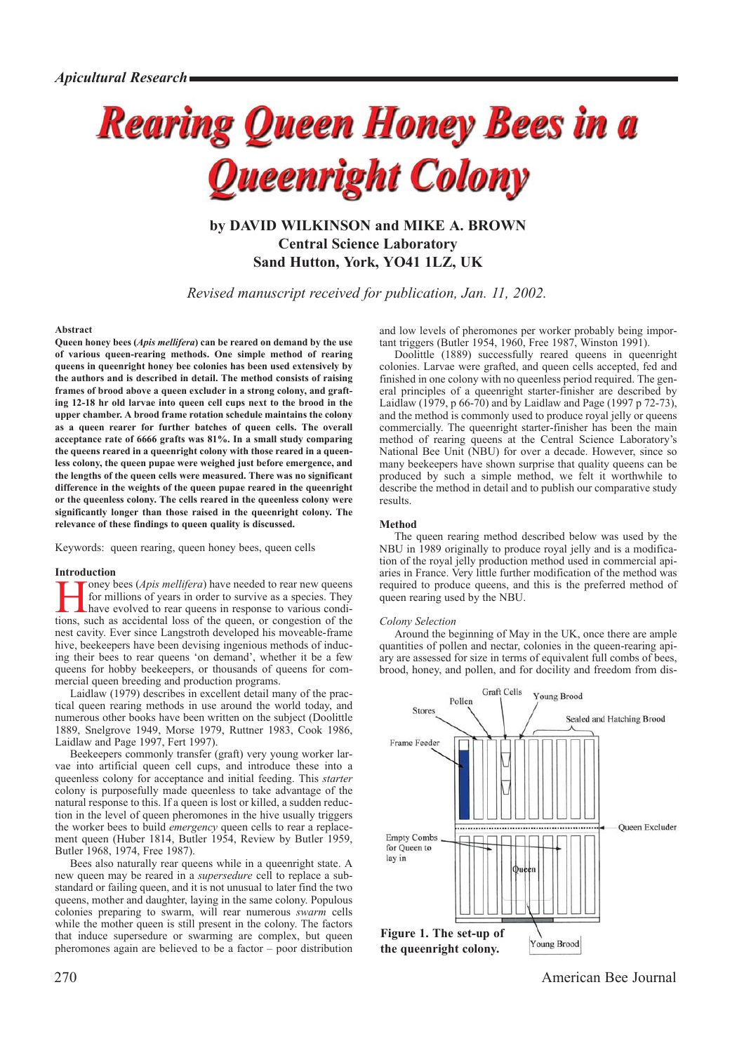# Rearing Queen Honey Bees in a Queenright Colony

**by DAVID WILKINSON and MIKE A. BROWN**
**Central Science Laboratory**
**Sand Hutton, York, YO41 1LZ, UK**

*Revised manuscript received for publication, Jan. 11, 2002.*

#### Abstract

**Queen honey bees (*Apis mellifera*) can be reared on demand by the use of various queen-rearing methods. One simple method of rearing queens in queenright honey bee colonies has been used extensively by the authors and is described in detail. The method consists of raising frames of brood above a queen excluder in a strong colony, and grafting 12-18 hr old larvae into queen cell cups next to the brood in the upper chamber. A brood frame rotation schedule maintains the colony as a queen rearer for further batches of queen cells. The overall acceptance rate of 6666 grafts was 81%. In a small study comparing the queens reared in a queenright colony with those reared in a queenless colony, the queen pupae were weighed just before emergence, and the lengths of the queen cells were measured. There was no significant difference in the weights of the queen pupae reared in the queenright or the queenless colony. The cells reared in the queenless colony were significantly longer than those raised in the queenright colony. The relevance of these findings to queen quality is discussed.**

Keywords: queen rearing, queen honey bees, queen cells

#### Introduction

Honey bees (*Apis mellifera*) have needed to rear new queens for millions of years in order to survive as a species. They have evolved to rear queens in response to various conditions, such as accidental loss of the queen, or congestion of the nest cavity. Ever since Langstroth developed his moveable-frame hive, beekeepers have been devising ingenious methods of inducing their bees to rear queens 'on demand', whether it be a few queens for hobby beekeepers, or thousands of queens for commercial queen breeding and production programs.

Laidlaw (1979) describes in excellent detail many of the practical queen rearing methods in use around the world today, and numerous other books have been written on the subject (Doolittle 1889, Snelgrove 1949, Morse 1979, Ruttner 1983, Cook 1986, Laidlaw and Page 1997, Fert 1997).

Beekeepers commonly transfer (graft) very young worker larvae into artificial queen cell cups, and introduce these into a queenless colony for acceptance and initial feeding. This *starter* colony is purposefully made queenless to take advantage of the natural response to this. If a queen is lost or killed, a sudden reduction in the level of queen pheromones in the hive usually triggers the worker bees to build *emergency* queen cells to rear a replacement queen (Huber 1814, Butler 1954, Review by Butler 1959, Butler 1968, 1974, Free 1987).

Bees also naturally rear queens while in a queenright state. A new queen may be reared in a *supersedure* cell to replace a substandard or failing queen, and it is not unusual to later find the two queens, mother and daughter, laying in the same colony. Populous colonies preparing to swarm, will rear numerous *swarm* cells while the mother queen is still present in the colony. The factors that induce supersedure or swarming are complex, but queen pheromones again are believed to be a factor – poor distribution and low levels of pheromones per worker probably being important triggers (Butler 1954, 1960, Free 1987, Winston 1991).

Doolittle (1889) successfully reared queens in queenright colonies. Larvae were grafted, and queen cells accepted, fed and finished in one colony with no queenless period required. The general principles of a queenright starter-finisher are described by Laidlaw (1979, p 66-70) and by Laidlaw and Page (1997 p 72-73), and the method is commonly used to produce royal jelly or queens commercially. The queenright starter-finisher has been the main method of rearing queens at the Central Science Laboratory's National Bee Unit (NBU) for over a decade. However, since so many beekeepers have shown surprise that quality queens can be produced by such a simple method, we felt it worthwhile to describe the method in detail and to publish our comparative study results.

#### Method

The queen rearing method described below was used by the NBU in 1989 originally to produce royal jelly and is a modification of the royal jelly production method used in commercial apiaries in France. Very little further modification of the method was required to produce queens, and this is the preferred method of queen rearing used by the NBU.

*Colony Selection*

Around the beginning of May in the UK, once there are ample quantities of pollen and nectar, colonies in the queen-rearing apiary are assessed for size in terms of equivalent full combs of bees, brood, honey, and pollen, and for docility and freedom from dis-

Figure labels: Frame Feeder; Stores; Pollen; Graft Cells; Young Brood; Sealed and Hatching Brood; Queen Excluder; Empty Combs for Queen to lay in; Queen; Young Brood

**Figure 1. The set-up of the queenright colony.**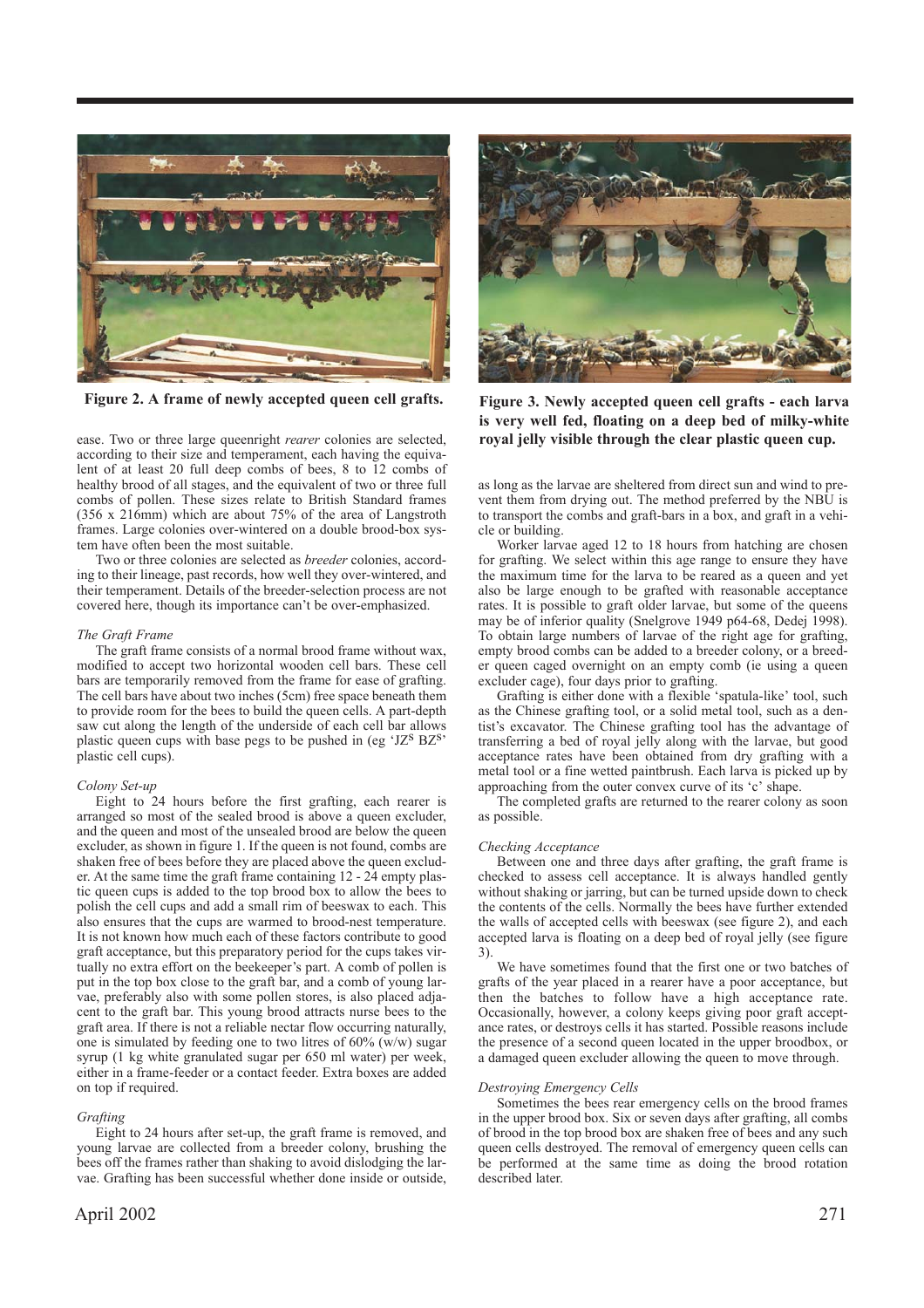Figure 2. A frame of newly accepted queen cell grafts.

Figure 3. Newly accepted queen cell grafts - each larva is very well fed, floating on a deep bed of milky-white royal jelly visible through the clear plastic queen cup.

ease. Two or three large queenright *rearer* colonies are selected, according to their size and temperament, each having the equivalent of at least 20 full deep combs of bees, 8 to 12 combs of healthy brood of all stages, and the equivalent of two or three full combs of pollen. These sizes relate to British Standard frames (356 x 216mm) which are about 75% of the area of Langstroth frames. Large colonies over-wintered on a double brood-box system have often been the most suitable.

Two or three colonies are selected as *breeder* colonies, according to their lineage, past records, how well they over-wintered, and their temperament. Details of the breeder-selection process are not covered here, though its importance can't be over-emphasized.

*The Graft Frame*

The graft frame consists of a normal brood frame without wax, modified to accept two horizontal wooden cell bars. These cell bars are temporarily removed from the frame for ease of grafting. The cell bars have about two inches (5cm) free space beneath them to provide room for the bees to build the queen cells. A part-depth saw cut along the length of the underside of each cell bar allows plastic queen cups with base pegs to be pushed in (eg 'JZ$^{S}$ BZ$^{S}$' plastic cell cups).

*Colony Set-up*

Eight to 24 hours before the first grafting, each rearer is arranged so most of the sealed brood is above a queen excluder, and the queen and most of the unsealed brood are below the queen excluder, as shown in figure 1. If the queen is not found, combs are shaken free of bees before they are placed above the queen excluder. At the same time the graft frame containing 12 - 24 empty plastic queen cups is added to the top brood box to allow the bees to polish the cell cups and add a small rim of beeswax to each. This also ensures that the cups are warmed to brood-nest temperature. It is not known how much each of these factors contribute to good graft acceptance, but this preparatory period for the cups takes virtually no extra effort on the beekeeper's part. A comb of pollen is put in the top box close to the graft bar, and a comb of young larvae, preferably also with some pollen stores, is also placed adjacent to the graft bar. This young brood attracts nurse bees to the graft area. If there is not a reliable nectar flow occurring naturally, one is simulated by feeding one to two litres of 60% (w/w) sugar syrup (1 kg white granulated sugar per 650 ml water) per week, either in a frame-feeder or a contact feeder. Extra boxes are added on top if required.

*Grafting*

Eight to 24 hours after set-up, the graft frame is removed, and young larvae are collected from a breeder colony, brushing the bees off the frames rather than shaking to avoid dislodging the larvae. Grafting has been successful whether done inside or outside, as long as the larvae are sheltered from direct sun and wind to prevent them from drying out. The method preferred by the NBU is to transport the combs and graft-bars in a box, and graft in a vehicle or building.

Worker larvae aged 12 to 18 hours from hatching are chosen for grafting. We select within this age range to ensure they have the maximum time for the larva to be reared as a queen and yet also be large enough to be grafted with reasonable acceptance rates. It is possible to graft older larvae, but some of the queens may be of inferior quality (Snelgrove 1949 p64-68, Dedej 1998). To obtain large numbers of larvae of the right age for grafting, empty brood combs can be added to a breeder colony, or a breeder queen caged overnight on an empty comb (ie using a queen excluder cage), four days prior to grafting.

Grafting is either done with a flexible 'spatula-like' tool, such as the Chinese grafting tool, or a solid metal tool, such as a dentist's excavator. The Chinese grafting tool has the advantage of transferring a bed of royal jelly along with the larvae, but good acceptance rates have been obtained from dry grafting with a metal tool or a fine wetted paintbrush. Each larva is picked up by approaching from the outer convex curve of its 'c' shape.

The completed grafts are returned to the rearer colony as soon as possible.

*Checking Acceptance*

Between one and three days after grafting, the graft frame is checked to assess cell acceptance. It is always handled gently without shaking or jarring, but can be turned upside down to check the contents of the cells. Normally the bees have further extended the walls of accepted cells with beeswax (see figure 2), and each accepted larva is floating on a deep bed of royal jelly (see figure 3).

We have sometimes found that the first one or two batches of grafts of the year placed in a rearer have a poor acceptance, but then the batches to follow have a high acceptance rate. Occasionally, however, a colony keeps giving poor graft acceptance rates, or destroys cells it has started. Possible reasons include the presence of a second queen located in the upper broodbox, or a damaged queen excluder allowing the queen to move through.

*Destroying Emergency Cells*

Sometimes the bees rear emergency cells on the brood frames in the upper brood box. Six or seven days after grafting, all combs of brood in the top brood box are shaken free of bees and any such queen cells destroyed. The removal of emergency queen cells can be performed at the same time as doing the brood rotation described later.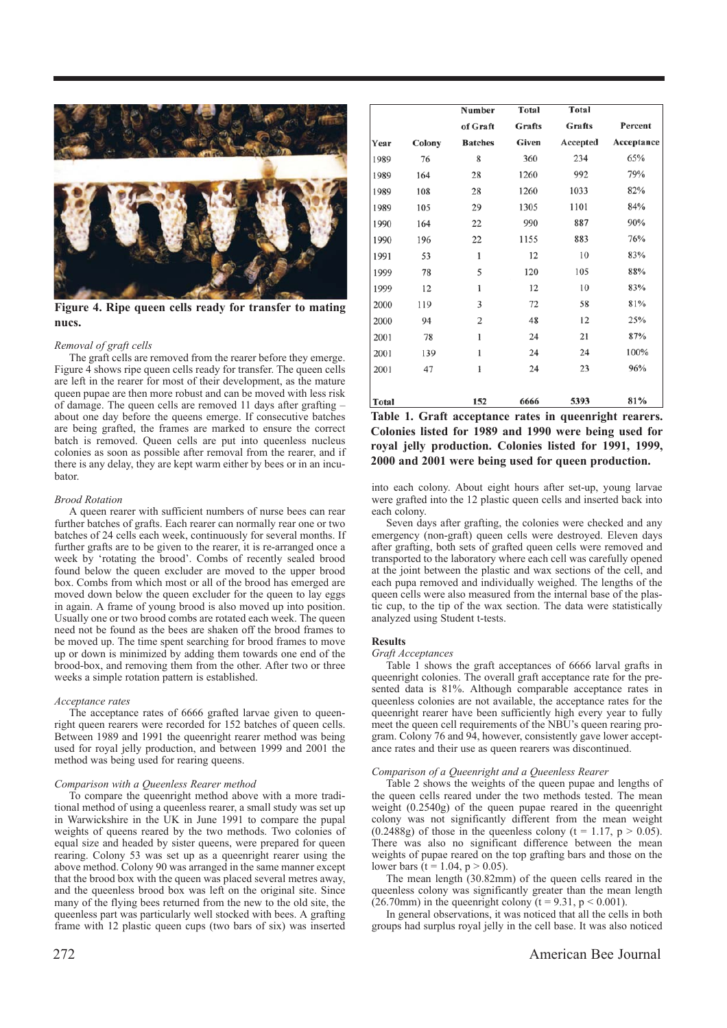Figure 4. Ripe queen cells ready for transfer to mating nucs.

*Removal of graft cells*

The graft cells are removed from the rearer before they emerge. Figure 4 shows ripe queen cells ready for transfer. The queen cells are left in the rearer for most of their development, as the mature queen pupae are then more robust and can be moved with less risk of damage. The queen cells are removed 11 days after grafting – about one day before the queens emerge. If consecutive batches are being grafted, the frames are marked to ensure the correct batch is removed. Queen cells are put into queenless nucleus colonies as soon as possible after removal from the rearer, and if there is any delay, they are kept warm either by bees or in an incubator.

*Brood Rotation*

A queen rearer with sufficient numbers of nurse bees can rear further batches of grafts. Each rearer can normally rear one or two batches of 24 cells each week, continuously for several months. If further grafts are to be given to the rearer, it is re-arranged once a week by 'rotating the brood'. Combs of recently sealed brood found below the queen excluder are moved to the upper brood box. Combs from which most or all of the brood has emerged are moved down below the queen excluder for the queen to lay eggs in again. A frame of young brood is also moved up into position. Usually one or two brood combs are rotated each week. The queen need not be found as the bees are shaken off the brood frames to be moved up. The time spent searching for brood frames to move up or down is minimized by adding them towards one end of the brood-box, and removing them from the other. After two or three weeks a simple rotation pattern is established.

*Acceptance rates*

The acceptance rates of 6666 grafted larvae given to queenright queen rearers were recorded for 152 batches of queen cells. Between 1989 and 1991 the queenright rearer method was being used for royal jelly production, and between 1999 and 2001 the method was being used for rearing queens.

*Comparison with a Queenless Rearer method*

To compare the queenright method above with a more traditional method of using a queenless rearer, a small study was set up in Warwickshire in the UK in June 1991 to compare the pupal weights of queens reared by the two methods. Two colonies of equal size and headed by sister queens, were prepared for queen rearing. Colony 53 was set up as a queenright rearer using the above method. Colony 90 was arranged in the same manner except that the brood box with the queen was placed several metres away, and the queenless brood box was left on the original site. Since many of the flying bees returned from the new to the old site, the queenless part was particularly well stocked with bees. A grafting frame with 12 plastic queen cups (two bars of six) was inserted into each colony. About eight hours after set-up, young larvae were grafted into the 12 plastic queen cells and inserted back into each colony.

Seven days after grafting, the colonies were checked and any emergency (non-graft) queen cells were destroyed. Eleven days after grafting, both sets of grafted queen cells were removed and transported to the laboratory where each cell was carefully opened at the joint between the plastic and wax sections of the cell, and each pupa removed and individually weighed. The lengths of the queen cells were also measured from the internal base of the plastic cup, to the tip of the wax section. The data were statistically analyzed using Student t-tests.

| Year | Colony | Number of Graft Batches | Total Grafts Given | Total Grafts Accepted | Percent Acceptance |
|---|---|---|---|---|---|
| 1989 | 76 | 8 | 360 | 234 | 65% |
| 1989 | 164 | 28 | 1260 | 992 | 79% |
| 1989 | 108 | 28 | 1260 | 1033 | 82% |
| 1989 | 105 | 29 | 1305 | 1101 | 84% |
| 1990 | 164 | 22 | 990 | 887 | 90% |
| 1990 | 196 | 22 | 1155 | 883 | 76% |
| 1991 | 53 | 1 | 12 | 10 | 83% |
| 1999 | 78 | 5 | 120 | 105 | 88% |
| 1999 | 12 | 1 | 12 | 10 | 83% |
| 2000 | 119 | 3 | 72 | 58 | 81% |
| 2000 | 94 | 2 | 48 | 12 | 25% |
| 2001 | 78 | 1 | 24 | 21 | 87% |
| 2001 | 139 | 1 | 24 | 24 | 100% |
| 2001 | 47 | 1 | 24 | 23 | 96% |
| Total | | 152 | 6666 | 5393 | 81% |

**Table 1. Graft acceptance rates in queenright rearers. Colonies listed for 1989 and 1990 were being used for royal jelly production. Colonies listed for 1991, 1999, 2000 and 2001 were being used for queen production.**

## Results

*Graft Acceptances*

Table 1 shows the graft acceptances of 6666 larval grafts in queenright colonies. The overall graft acceptance rate for the presented data is 81%. Although comparable acceptance rates in queenless colonies are not available, the acceptance rates for the queenright rearer have been sufficiently high every year to fully meet the queen cell requirements of the NBU's queen rearing program. Colony 76 and 94, however, consistently gave lower acceptance rates and their use as queen rearers was discontinued.

*Comparison of a Queenright and a Queenless Rearer*

Table 2 shows the weights of the queen pupae and lengths of the queen cells reared under the two methods tested. The mean weight (0.2540g) of the queen pupae reared in the queenright colony was not significantly different from the mean weight (0.2488g) of those in the queenless colony ($t = 1.17$, $p > 0.05$). There was also no significant difference between the mean weights of pupae reared on the top grafting bars and those on the lower bars ($t = 1.04$, $p > 0.05$).

The mean length (30.82mm) of the queen cells reared in the queenless colony was significantly greater than the mean length (26.70mm) in the queenright colony ($t = 9.31$, $p < 0.001$).

In general observations, it was noticed that all the cells in both groups had surplus royal jelly in the cell base. It was also noticed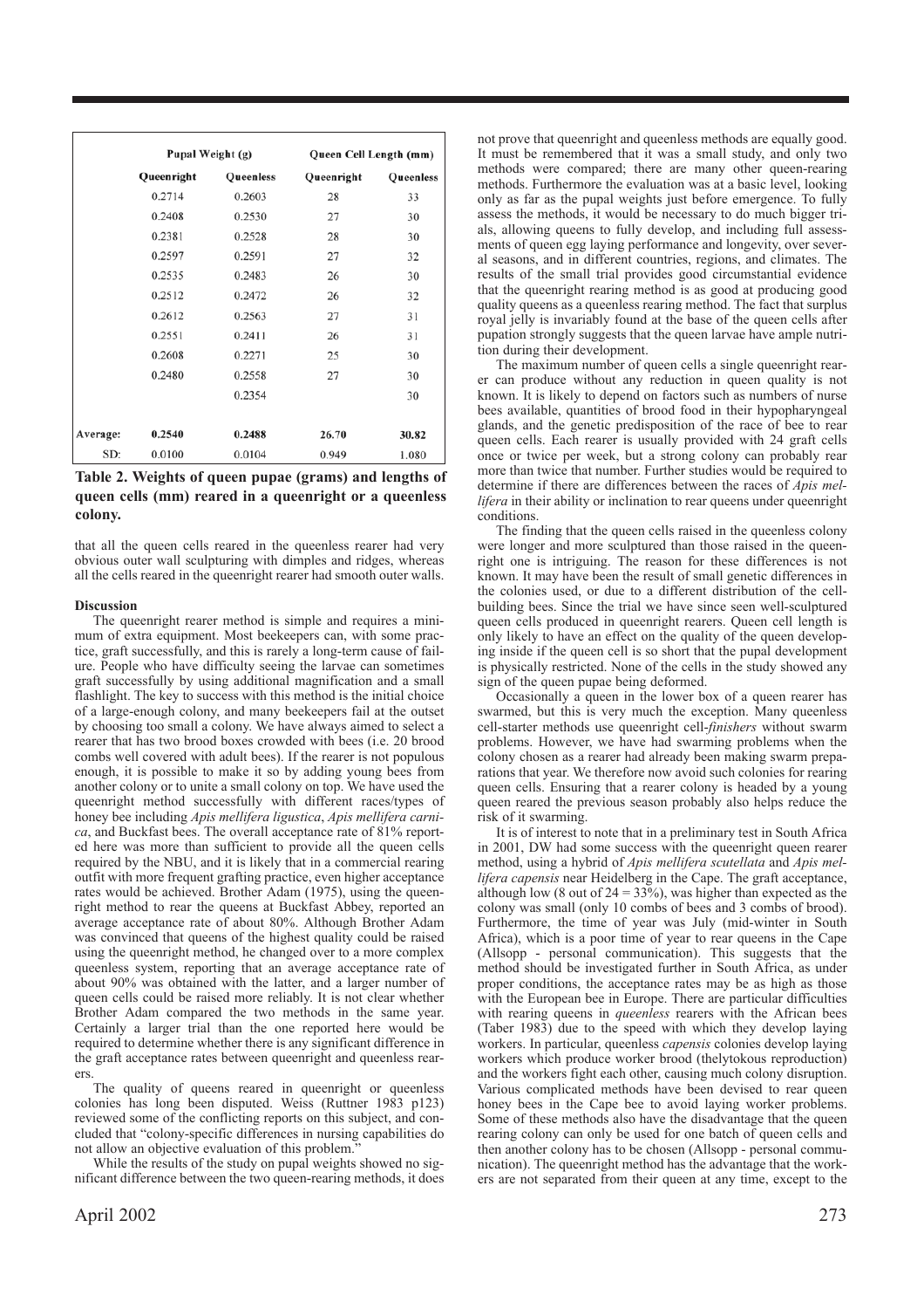| | Pupal Weight (g) | | Queen Cell Length (mm) | |
|---|---|---|---|---|
| | Queenright | Queenless | Queenright | Queenless |
| | 0.2714 | 0.2603 | 28 | 33 |
| | 0.2408 | 0.2530 | 27 | 30 |
| | 0.2381 | 0.2528 | 28 | 30 |
| | 0.2597 | 0.2591 | 27 | 32 |
| | 0.2535 | 0.2483 | 26 | 30 |
| | 0.2512 | 0.2472 | 26 | 32 |
| | 0.2612 | 0.2563 | 27 | 31 |
| | 0.2551 | 0.2411 | 26 | 31 |
| | 0.2608 | 0.2271 | 25 | 30 |
| | 0.2480 | 0.2558 | 27 | 30 |
| | | 0.2354 | | 30 |
| Average: | **0.2540** | **0.2488** | **26.70** | **30.82** |
| SD: | 0.0100 | 0.0104 | 0.949 | 1.080 |

**Table 2. Weights of queen pupae (grams) and lengths of queen cells (mm) reared in a queenright or a queenless colony.**

that all the queen cells reared in the queenless rearer had very obvious outer wall sculpturing with dimples and ridges, whereas all the cells reared in the queenright rearer had smooth outer walls.

### Discussion

The queenright rearer method is simple and requires a minimum of extra equipment. Most beekeepers can, with some practice, graft successfully, and this is rarely a long-term cause of failure. People who have difficulty seeing the larvae can sometimes graft successfully by using additional magnification and a small flashlight. The key to success with this method is the initial choice of a large-enough colony, and many beekeepers fail at the outset by choosing too small a colony. We have always aimed to select a rearer that has two brood boxes crowded with bees (i.e. 20 brood combs well covered with adult bees). If the rearer is not populous enough, it is possible to make it so by adding young bees from another colony or to unite a small colony on top. We have used the queenright method successfully with different races/types of honey bee including *Apis mellifera ligustica*, *Apis mellifera carnica*, and Buckfast bees. The overall acceptance rate of 81% reported here was more than sufficient to provide all the queen cells required by the NBU, and it is likely that in a commercial rearing outfit with more frequent grafting practice, even higher acceptance rates would be achieved. Brother Adam (1975), using the queenright method to rear the queens at Buckfast Abbey, reported an average acceptance rate of about 80%. Although Brother Adam was convinced that queens of the highest quality could be raised using the queenright method, he changed over to a more complex queenless system, reporting that an average acceptance rate of about 90% was obtained with the latter, and a larger number of queen cells could be raised more reliably. It is not clear whether Brother Adam compared the two methods in the same year. Certainly a larger trial than the one reported here would be required to determine whether there is any significant difference in the graft acceptance rates between queenright and queenless rearers.

The quality of queens reared in queenright or queenless colonies has long been disputed. Weiss (Ruttner 1983 p123) reviewed some of the conflicting reports on this subject, and concluded that "colony-specific differences in nursing capabilities do not allow an objective evaluation of this problem."

While the results of the study on pupal weights showed no significant difference between the two queen-rearing methods, it does not prove that queenright and queenless methods are equally good. It must be remembered that it was a small study, and only two methods were compared; there are many other queen-rearing methods. Furthermore the evaluation was at a basic level, looking only as far as the pupal weights just before emergence. To fully assess the methods, it would be necessary to do much bigger trials, allowing queens to fully develop, and including full assessments of queen egg laying performance and longevity, over several seasons, and in different countries, regions, and climates. The results of the small trial provides good circumstantial evidence that the queenright rearing method is as good at producing good quality queens as a queenless rearing method. The fact that surplus royal jelly is invariably found at the base of the queen cells after pupation strongly suggests that the queen larvae have ample nutrition during their development.

The maximum number of queen cells a single queenright rearer can produce without any reduction in queen quality is not known. It is likely to depend on factors such as numbers of nurse bees available, quantities of brood food in their hypopharyngeal glands, and the genetic predisposition of the race of bee to rear queen cells. Each rearer is usually provided with 24 graft cells once or twice per week, but a strong colony can probably rear more than twice that number. Further studies would be required to determine if there are differences between the races of *Apis mellifera* in their ability or inclination to rear queens under queenright conditions.

The finding that the queen cells raised in the queenless colony were longer and more sculptured than those raised in the queenright one is intriguing. The reason for these differences is not known. It may have been the result of small genetic differences in the colonies used, or due to a different distribution of the cell-building bees. Since the trial we have since seen well-sculptured queen cells produced in queenright rearers. Queen cell length is only likely to have an effect on the quality of the queen developing inside if the queen cell is so short that the pupal development is physically restricted. None of the cells in the study showed any sign of the queen pupae being deformed.

Occasionally a queen in the lower box of a queen rearer has swarmed, but this is very much the exception. Many queenless cell-starter methods use queenright cell-*finishers* without swarm problems. However, we have had swarming problems when the colony chosen as a rearer had already been making swarm preparations that year. We therefore now avoid such colonies for rearing queen cells. Ensuring that a rearer colony is headed by a young queen reared the previous season probably also helps reduce the risk of it swarming.

It is of interest to note that in a preliminary test in South Africa in 2001, DW had some success with the queenright queen rearer method, using a hybrid of *Apis mellifera scutellata* and *Apis mellifera capensis* near Heidelberg in the Cape. The graft acceptance, although low (8 out of 24 = 33%), was higher than expected as the colony was small (only 10 combs of bees and 3 combs of brood). Furthermore, the time of year was July (mid-winter in South Africa), which is a poor time of year to rear queens in the Cape (Allsopp - personal communication). This suggests that the method should be investigated further in South Africa, as under proper conditions, the acceptance rates may be as high as those with the European bee in Europe. There are particular difficulties with rearing queens in *queenless* rearers with the African bees (Taber 1983) due to the speed with which they develop laying workers. In particular, queenless *capensis* colonies develop laying workers which produce worker brood (thelytokous reproduction) and the workers fight each other, causing much colony disruption. Various complicated methods have been devised to rear queen honey bees in the Cape bee to avoid laying worker problems. Some of these methods also have the disadvantage that the queen rearing colony can only be used for one batch of queen cells and then another colony has to be chosen (Allsopp - personal communication). The queenright method has the advantage that the workers are not separated from their queen at any time, except to the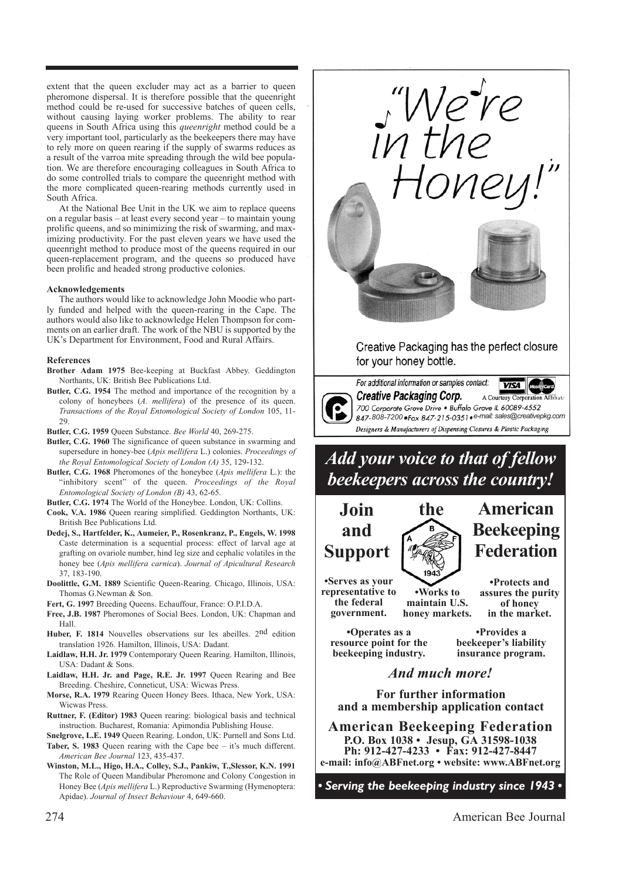extent that the queen excluder may act as a barrier to queen pheromone dispersal. It is therefore possible that the queenright method could be re-used for successive batches of queen cells, without causing laying worker problems. The ability to rear queens in South Africa using this *queenright* method could be a very important tool, particularly as the beekeepers there may have to rely more on queen rearing if the supply of swarms reduces as a result of the varroa mite spreading through the wild bee population. We are therefore encouraging colleagues in South Africa to do some controlled trials to compare the queenright method with the more complicated queen-rearing methods currently used in South Africa.

At the National Bee Unit in the UK we aim to replace queens on a regular basis – at least every second year – to maintain young prolific queens, and so minimizing the risk of swarming, and maximizing productivity. For the past eleven years we have used the queenright method to produce most of the queens required in our queen-replacement program, and the queens so produced have been prolific and headed strong productive colonies.

#### Acknowledgements

The authors would like to acknowledge John Moodie who partly funded and helped with the queen-rearing in the Cape. The authors would also like to acknowledge Helen Thompson for comments on an earlier draft. The work of the NBU is supported by the UK's Department for Environment, Food and Rural Affairs.

#### References

**Brother Adam 1975** Bee-keeping at Buckfast Abbey. Geddington Northants, UK: British Bee Publications Ltd.

**Butler, C.G. 1954** The method and importance of the recognition by a colony of honeybees (*A. mellifera*) of the presence of its queen. *Transactions of the Royal Entomological Society of London* 105, 11-29.

**Butler, C.G. 1959** Queen Substance. *Bee World* 40, 269-275.

**Butler, C.G. 1960** The significance of queen substance in swarming and supersedure in honey-bee (*Apis mellifera* L.) colonies. *Proceedings of the Royal Entomological Society of London (A)* 35, 129-132.

**Butler, C.G. 1968** Pheromones of the honeybee (*Apis mellifera* L.): the "inhibitory scent" of the queen. *Proceedings of the Royal Entomological Society of London (B)* 43, 62-65.

**Butler, C.G. 1974** The World of the Honeybee. London, UK: Collins.

**Cook, V.A. 1986** Queen rearing simplified. Geddington Northants, UK: British Bee Publications Ltd.

**Dedej, S., Hartfelder, K., Aumeier, P., Rosenkranz, P., Engels, W. 1998** Caste determination is a sequential process: effect of larval age at grafting on ovariole number, hind leg size and cephalic volatiles in the honey bee (*Apis mellifera carnica*). *Journal of Apicultural Research* 37, 183-190.

**Doolittle, G.M. 1889** Scientific Queen-Rearing. Chicago, Illinois, USA: Thomas G.Newman & Son.

**Fert, G. 1997** Breeding Queens. Echauffour, France: O.P.I.D.A.

**Free, J.B. 1987** Pheromones of Social Bees. London, UK: Chapman and Hall.

**Huber, F. 1814** Nouvelles observations sur les abeilles. 2nd edition translation 1926. Hamilton, Illinois, USA: Dadant.

**Laidlaw, H.H. Jr. 1979** Contemporary Queen Rearing. Hamilton, Illinois, USA: Dadant & Sons.

**Laidlaw, H.H. Jr. and Page, R.E. Jr. 1997** Queen Rearing and Bee Breeding. Cheshire, Conneticut, USA: Wicwas Press.

**Morse, R.A. 1979** Rearing Queen Honey Bees. Ithaca, New York, USA: Wicwas Press.

**Ruttner, F. (Editor) 1983** Queen rearing: biological basis and technical instruction. Bucharest, Romania: Apimondia Publishing House.

**Snelgrove, L.E. 1949** Queen Rearing. London, UK: Purnell and Sons Ltd.

**Taber, S. 1983** Queen rearing with the Cape bee – it's much different. *American Bee Journal* 123, 435-437.

**Winston, M.L., Higo, H.A., Colley, S.J., Pankiw, T.,Slessor, K.N. 1991** The Role of Queen Mandibular Pheromone and Colony Congestion in Honey Bee (*Apis mellifera* L.) Reproductive Swarming (Hymenoptera: Apidae). *Journal of Insect Behaviour* 4, 649-660.

"We're in the Honey!"

Creative Packaging has the perfect closure for your honey bottle.

For additional information or samples contact:

**Creative Packaging Corp.** A Courtesy Corporation Affiliate

700 Corporate Grove Drive • Buffalo Grove IL 60089-4552

847-808-7200 • Fax 847-215-0351 • e-mail: sales@creativepkg.com

Designers & Manufacturers of Dispensing Closures & Plastic Packaging

***Add your voice to that of fellow beekeepers across the country!***

**Join and Support the American Beekeeping Federation**

**•Serves as your representative to the federal government.**

**•Works to maintain U.S. honey markets.**

**•Protects and assures the purity of honey in the market.**

**•Operates as a resource point for the beekeeping industry.**

**•Provides a beekeeper's liability insurance program.**

***And much more!***

**For further information and a membership application contact**

**American Beekeeping Federation**

**P.O. Box 1038 • Jesup, GA 31598-1038**

**Ph: 912-427-4233 • Fax: 912-427-8447**

**e-mail: info@ABFnet.org • website: www.ABFnet.org**

***• Serving the beekeeping industry since 1943 •***